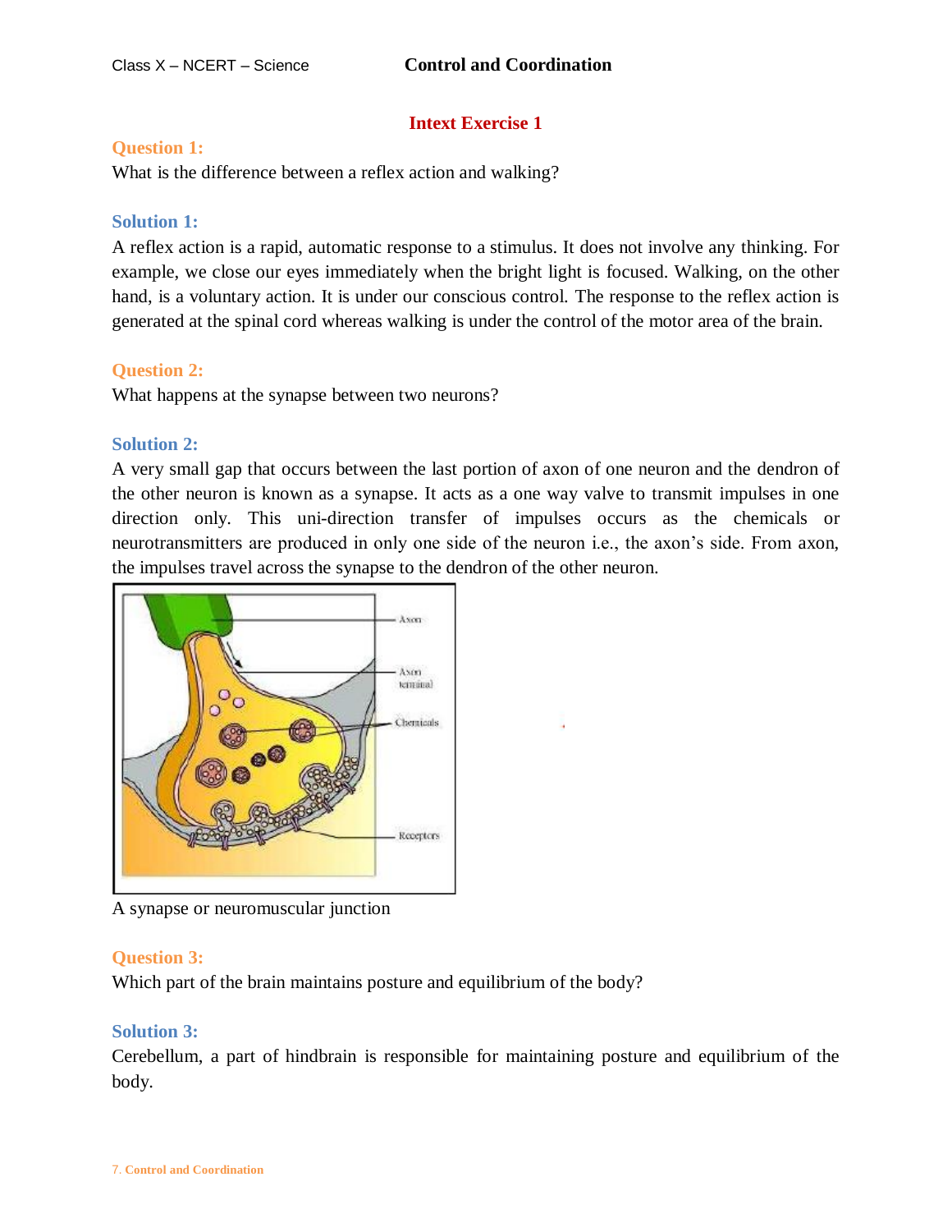## Intext Exercise 1

**Question 1:**

What is the difference between a reflex action and walking?

**Solution 1:**

A reflex action is a rapid, automatic response to a stimulus. It does not involve any thinking. For example, we close our eyes immediately when the bright light is focused. Walking, on the other hand, is a voluntary action. It is under our conscious control. The response to the reflex action is generated at the spinal cord whereas walking is under the control of the motor area of the brain.

**Question 2:**

What happens at the synapse between two neurons?

**Solution 2:**

A very small gap that occurs between the last portion of axon of one neuron and the dendron of the other neuron is known as a synapse. It acts as a one way valve to transmit impulses in one direction only. This uni-direction transfer of impulses occurs as the chemicals or neurotransmitters are produced in only one side of the neuron i.e., the axon's side. From axon, the impulses travel across the synapse to the dendron of the other neuron.

A synapse or neuromuscular junction

**Question 3:**

Which part of the brain maintains posture and equilibrium of the body?

**Solution 3:**

Cerebellum, a part of hindbrain is responsible for maintaining posture and equilibrium of the body.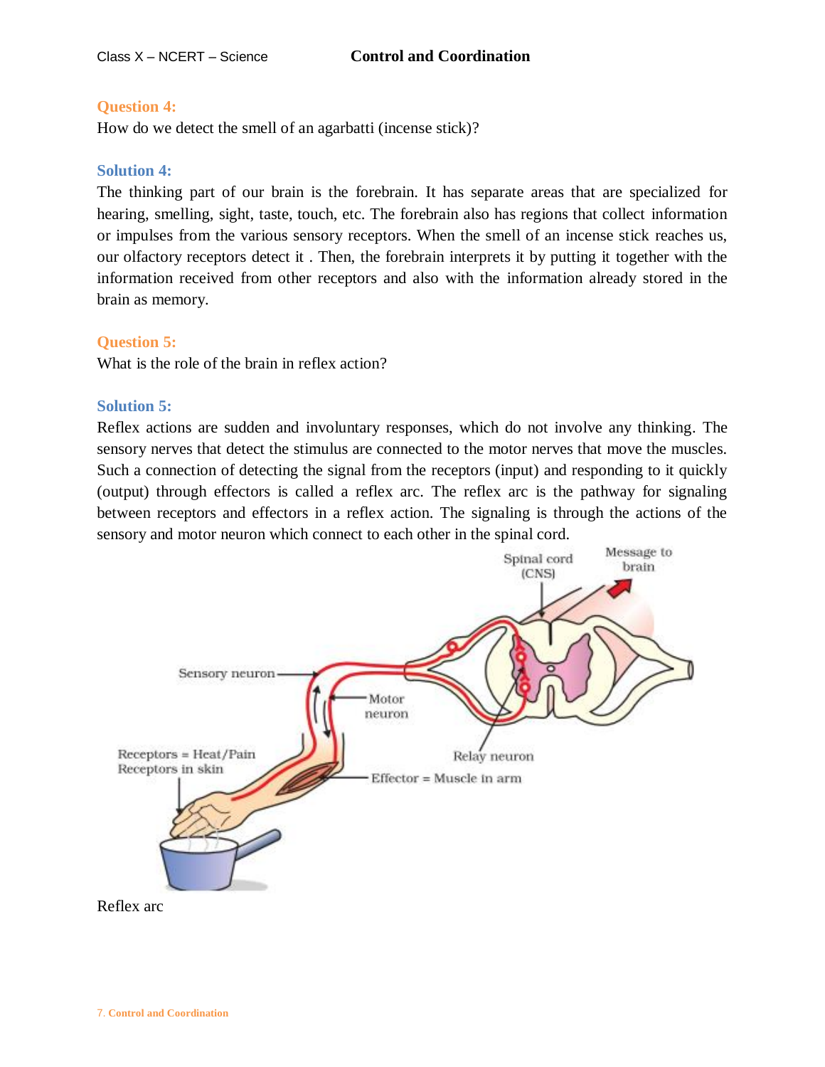## Question 4:

How do we detect the smell of an agarbatti (incense stick)?

## Solution 4:

The thinking part of our brain is the forebrain. It has separate areas that are specialized for hearing, smelling, sight, taste, touch, etc. The forebrain also has regions that collect information or impulses from the various sensory receptors. When the smell of an incense stick reaches us, our olfactory receptors detect it . Then, the forebrain interprets it by putting it together with the information received from other receptors and also with the information already stored in the brain as memory.

## Question 5:

What is the role of the brain in reflex action?

## Solution 5:

Reflex actions are sudden and involuntary responses, which do not involve any thinking. The sensory nerves that detect the stimulus are connected to the motor nerves that move the muscles. Such a connection of detecting the signal from the receptors (input) and responding to it quickly (output) through effectors is called a reflex arc. The reflex arc is the pathway for signaling between receptors and effectors in a reflex action. The signaling is through the actions of the sensory and motor neuron which connect to each other in the spinal cord.

Spinal cord (CNS)

Message to brain

Sensory neuron

Motor neuron

Receptors = Heat/Pain Receptors in skin

Relay neuron

Effector = Muscle in arm

Reflex arc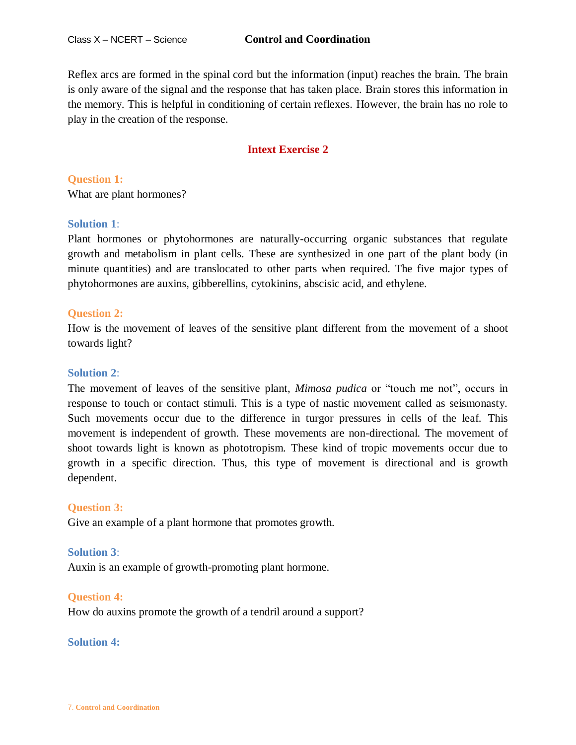Reflex arcs are formed in the spinal cord but the information (input) reaches the brain. The brain is only aware of the signal and the response that has taken place. Brain stores this information in the memory. This is helpful in conditioning of certain reflexes. However, the brain has no role to play in the creation of the response.

## Intext Exercise 2

**Question 1:**
What are plant hormones?

**Solution 1**:
Plant hormones or phytohormones are naturally-occurring organic substances that regulate growth and metabolism in plant cells. These are synthesized in one part of the plant body (in minute quantities) and are translocated to other parts when required. The five major types of phytohormones are auxins, gibberellins, cytokinins, abscisic acid, and ethylene.

**Question 2:**
How is the movement of leaves of the sensitive plant different from the movement of a shoot towards light?

**Solution 2**:
The movement of leaves of the sensitive plant, *Mimosa pudica* or "touch me not", occurs in response to touch or contact stimuli. This is a type of nastic movement called as seismonasty. Such movements occur due to the difference in turgor pressures in cells of the leaf. This movement is independent of growth. These movements are non-directional. The movement of shoot towards light is known as phototropism. These kind of tropic movements occur due to growth in a specific direction. Thus, this type of movement is directional and is growth dependent.

**Question 3:**
Give an example of a plant hormone that promotes growth.

**Solution 3**:
Auxin is an example of growth-promoting plant hormone.

**Question 4:**
How do auxins promote the growth of a tendril around a support?

**Solution 4:**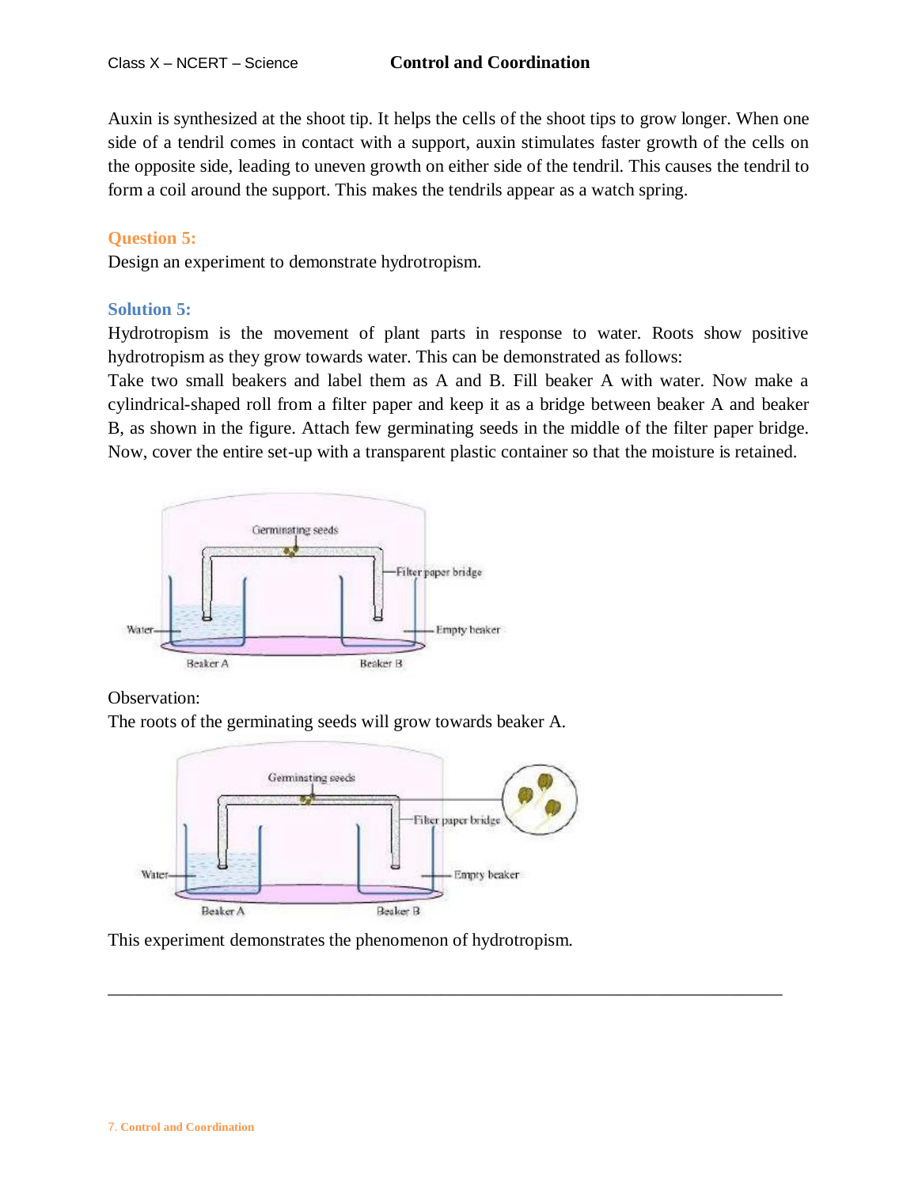Auxin is synthesized at the shoot tip. It helps the cells of the shoot tips to grow longer. When one side of a tendril comes in contact with a support, auxin stimulates faster growth of the cells on the opposite side, leading to uneven growth on either side of the tendril. This causes the tendril to form a coil around the support. This makes the tendrils appear as a watch spring.

### Question 5:

Design an experiment to demonstrate hydrotropism.

### Solution 5:

Hydrotropism is the movement of plant parts in response to water. Roots show positive hydrotropism as they grow towards water. This can be demonstrated as follows:

Take two small beakers and label them as A and B. Fill beaker A with water. Now make a cylindrical-shaped roll from a filter paper and keep it as a bridge between beaker A and beaker B, as shown in the figure. Attach few germinating seeds in the middle of the filter paper bridge. Now, cover the entire set-up with a transparent plastic container so that the moisture is retained.

Observation:

The roots of the germinating seeds will grow towards beaker A.

This experiment demonstrates the phenomenon of hydrotropism.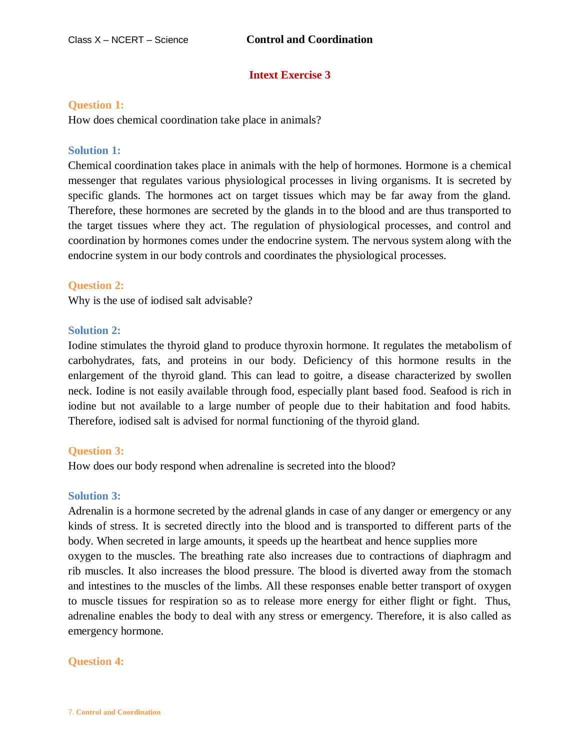## Intext Exercise 3

**Question 1:**

How does chemical coordination take place in animals?

**Solution 1:**

Chemical coordination takes place in animals with the help of hormones. Hormone is a chemical messenger that regulates various physiological processes in living organisms. It is secreted by specific glands. The hormones act on target tissues which may be far away from the gland. Therefore, these hormones are secreted by the glands in to the blood and are thus transported to the target tissues where they act. The regulation of physiological processes, and control and coordination by hormones comes under the endocrine system. The nervous system along with the endocrine system in our body controls and coordinates the physiological processes.

**Question 2:**

Why is the use of iodised salt advisable?

**Solution 2:**

Iodine stimulates the thyroid gland to produce thyroxin hormone. It regulates the metabolism of carbohydrates, fats, and proteins in our body. Deficiency of this hormone results in the enlargement of the thyroid gland. This can lead to goitre, a disease characterized by swollen neck. Iodine is not easily available through food, especially plant based food. Seafood is rich in iodine but not available to a large number of people due to their habitation and food habits. Therefore, iodised salt is advised for normal functioning of the thyroid gland.

**Question 3:**

How does our body respond when adrenaline is secreted into the blood?

**Solution 3:**

Adrenalin is a hormone secreted by the adrenal glands in case of any danger or emergency or any kinds of stress. It is secreted directly into the blood and is transported to different parts of the body. When secreted in large amounts, it speeds up the heartbeat and hence supplies more oxygen to the muscles. The breathing rate also increases due to contractions of diaphragm and rib muscles. It also increases the blood pressure. The blood is diverted away from the stomach and intestines to the muscles of the limbs. All these responses enable better transport of oxygen to muscle tissues for respiration so as to release more energy for either flight or fight. Thus, adrenaline enables the body to deal with any stress or emergency. Therefore, it is also called as emergency hormone.

**Question 4:**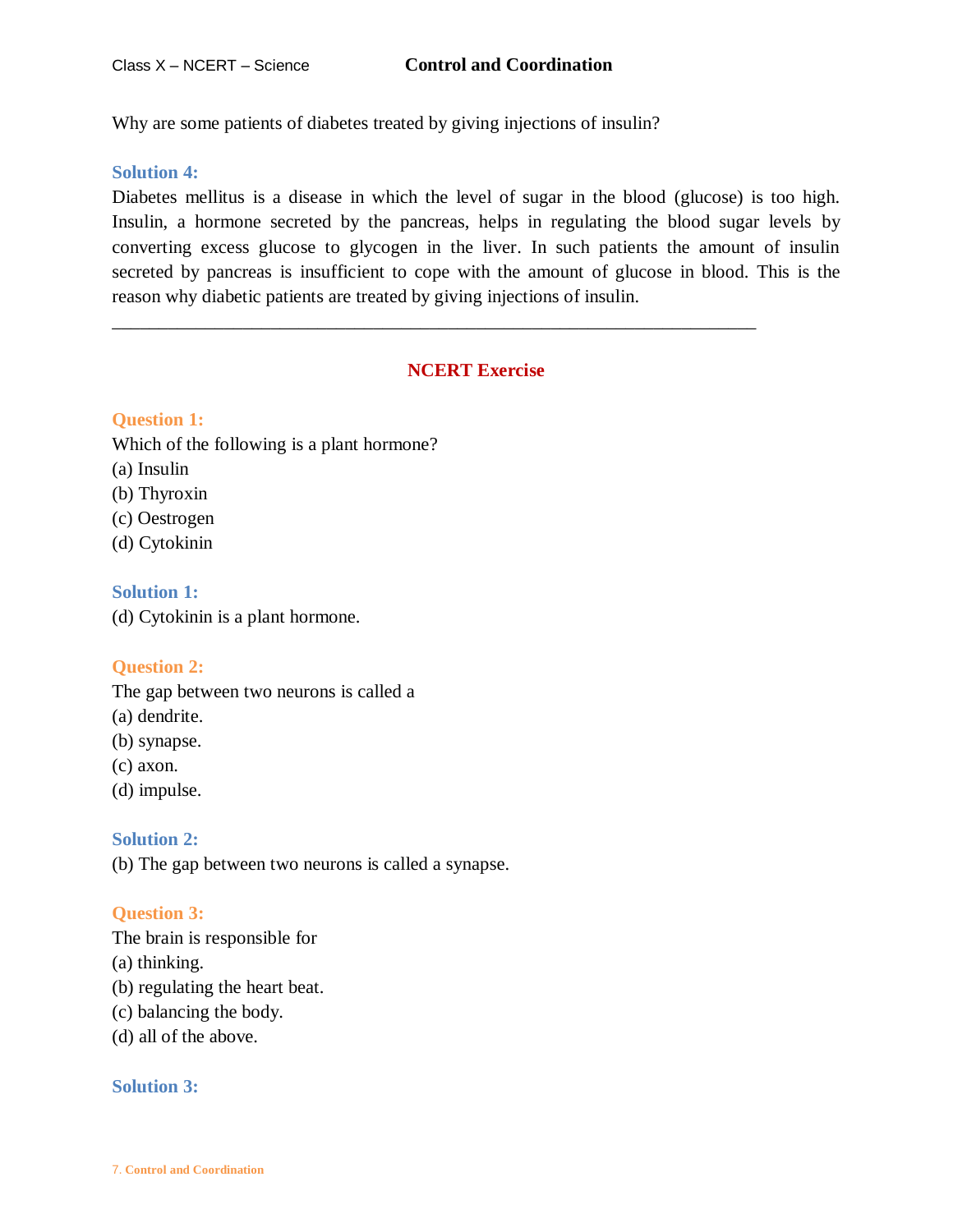Why are some patients of diabetes treated by giving injections of insulin?

**Solution 4:**

Diabetes mellitus is a disease in which the level of sugar in the blood (glucose) is too high. Insulin, a hormone secreted by the pancreas, helps in regulating the blood sugar levels by converting excess glucose to glycogen in the liver. In such patients the amount of insulin secreted by pancreas is insufficient to cope with the amount of glucose in blood. This is the reason why diabetic patients are treated by giving injections of insulin.

---

## NCERT Exercise

**Question 1:**

Which of the following is a plant hormone?

(a) Insulin
(b) Thyroxin
(c) Oestrogen
(d) Cytokinin

**Solution 1:**

(d) Cytokinin is a plant hormone.

**Question 2:**

The gap between two neurons is called a

(a) dendrite.
(b) synapse.
(c) axon.
(d) impulse.

**Solution 2:**

(b) The gap between two neurons is called a synapse.

**Question 3:**

The brain is responsible for

(a) thinking.
(b) regulating the heart beat.
(c) balancing the body.
(d) all of the above.

**Solution 3:**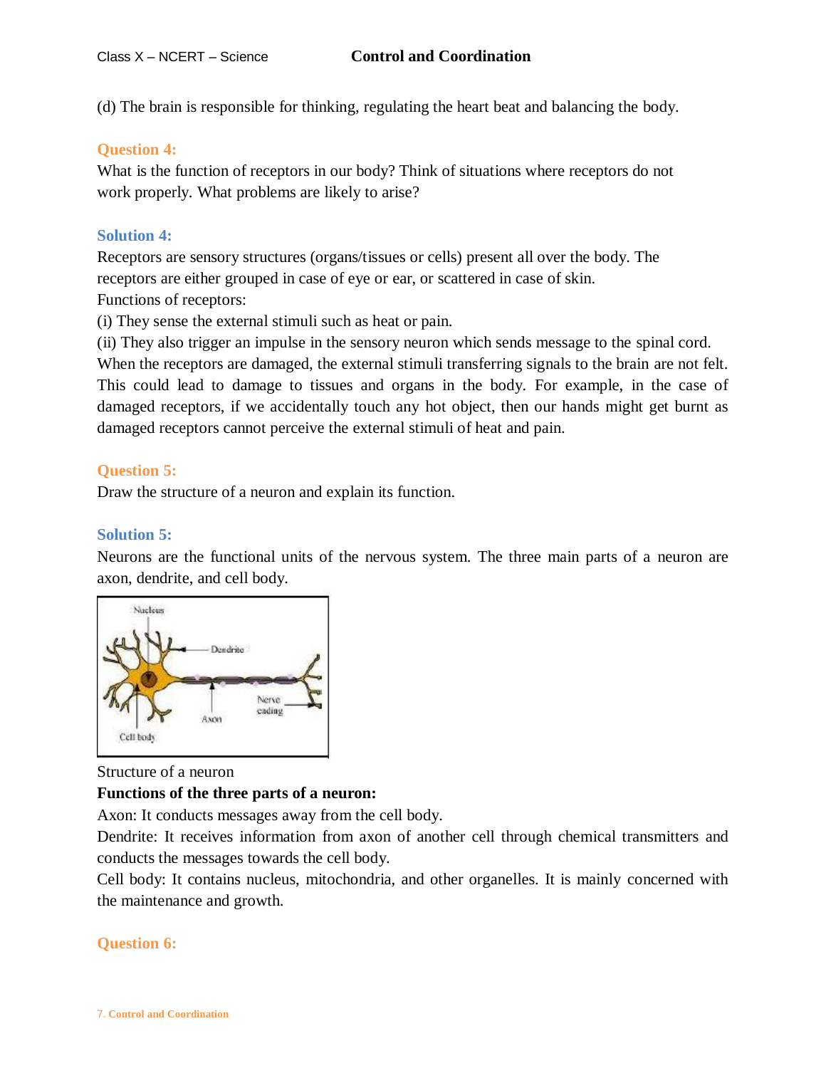(d) The brain is responsible for thinking, regulating the heart beat and balancing the body.

### Question 4:

What is the function of receptors in our body? Think of situations where receptors do not work properly. What problems are likely to arise?

### Solution 4:

Receptors are sensory structures (organs/tissues or cells) present all over the body. The receptors are either grouped in case of eye or ear, or scattered in case of skin.

Functions of receptors:

(i) They sense the external stimuli such as heat or pain.

(ii) They also trigger an impulse in the sensory neuron which sends message to the spinal cord.

When the receptors are damaged, the external stimuli transferring signals to the brain are not felt. This could lead to damage to tissues and organs in the body. For example, in the case of damaged receptors, if we accidentally touch any hot object, then our hands might get burnt as damaged receptors cannot perceive the external stimuli of heat and pain.

### Question 5:

Draw the structure of a neuron and explain its function.

### Solution 5:

Neurons are the functional units of the nervous system. The three main parts of a neuron are axon, dendrite, and cell body.

Structure of a neuron

**Functions of the three parts of a neuron:**

Axon: It conducts messages away from the cell body.

Dendrite: It receives information from axon of another cell through chemical transmitters and conducts the messages towards the cell body.

Cell body: It contains nucleus, mitochondria, and other organelles. It is mainly concerned with the maintenance and growth.

### Question 6: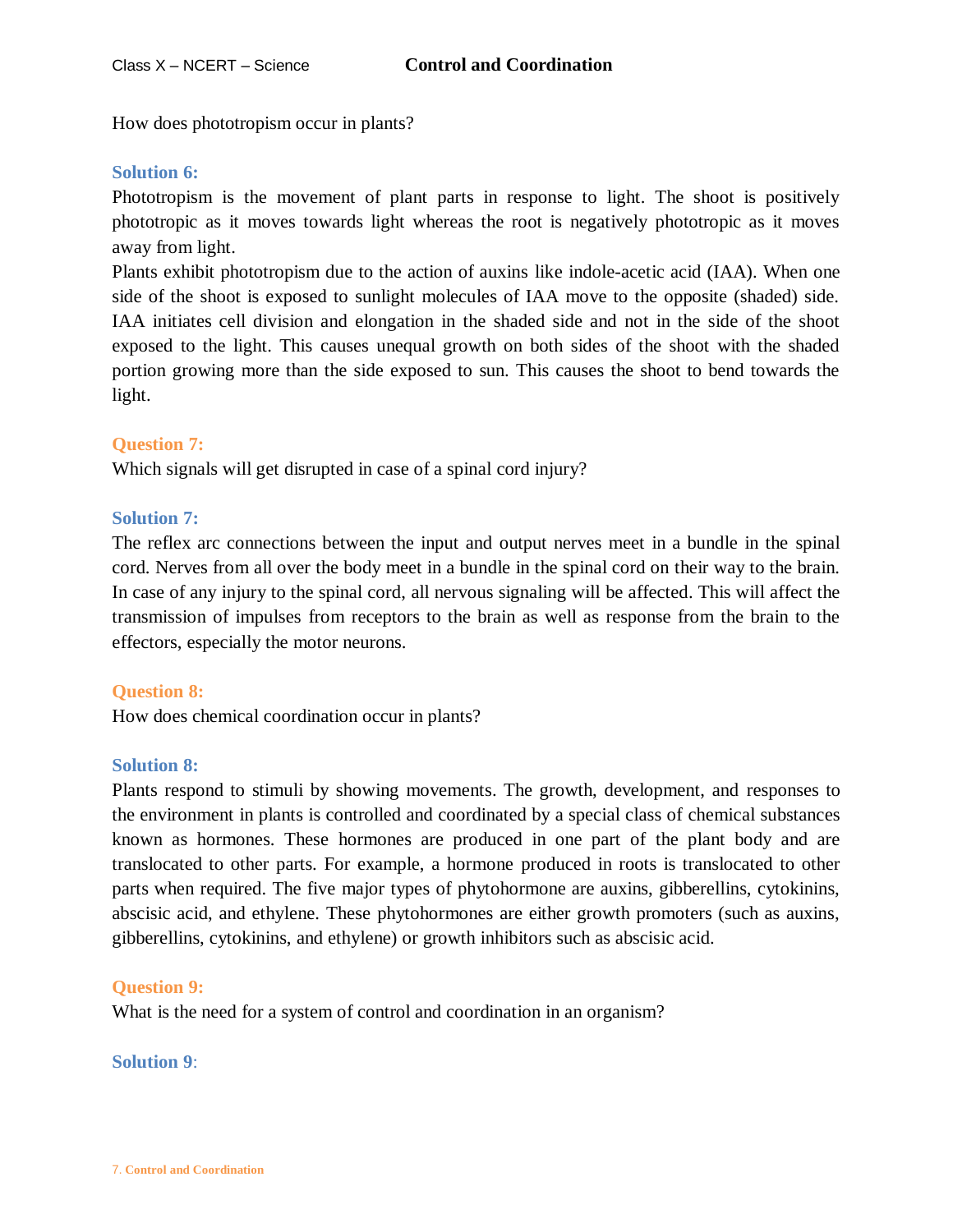How does phototropism occur in plants?

**Solution 6:**

Phototropism is the movement of plant parts in response to light. The shoot is positively phototropic as it moves towards light whereas the root is negatively phototropic as it moves away from light.

Plants exhibit phototropism due to the action of auxins like indole-acetic acid (IAA). When one side of the shoot is exposed to sunlight molecules of IAA move to the opposite (shaded) side. IAA initiates cell division and elongation in the shaded side and not in the side of the shoot exposed to the light. This causes unequal growth on both sides of the shoot with the shaded portion growing more than the side exposed to sun. This causes the shoot to bend towards the light.

**Question 7:**

Which signals will get disrupted in case of a spinal cord injury?

**Solution 7:**

The reflex arc connections between the input and output nerves meet in a bundle in the spinal cord. Nerves from all over the body meet in a bundle in the spinal cord on their way to the brain. In case of any injury to the spinal cord, all nervous signaling will be affected. This will affect the transmission of impulses from receptors to the brain as well as response from the brain to the effectors, especially the motor neurons.

**Question 8:**

How does chemical coordination occur in plants?

**Solution 8:**

Plants respond to stimuli by showing movements. The growth, development, and responses to the environment in plants is controlled and coordinated by a special class of chemical substances known as hormones. These hormones are produced in one part of the plant body and are translocated to other parts. For example, a hormone produced in roots is translocated to other parts when required. The five major types of phytohormone are auxins, gibberellins, cytokinins, abscisic acid, and ethylene. These phytohormones are either growth promoters (such as auxins, gibberellins, cytokinins, and ethylene) or growth inhibitors such as abscisic acid.

**Question 9:**

What is the need for a system of control and coordination in an organism?

**Solution 9**: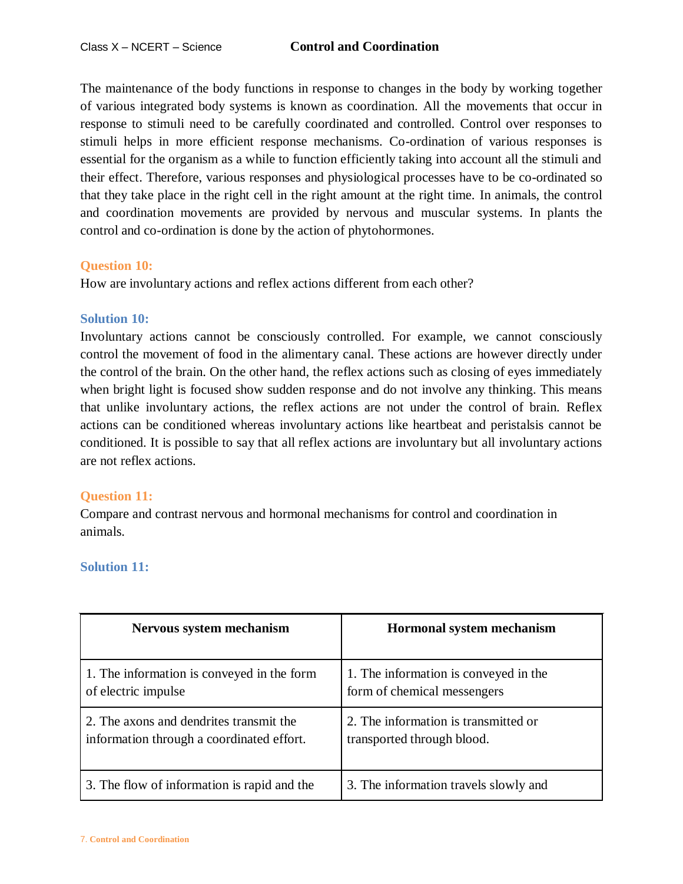The maintenance of the body functions in response to changes in the body by working together of various integrated body systems is known as coordination. All the movements that occur in response to stimuli need to be carefully coordinated and controlled. Control over responses to stimuli helps in more efficient response mechanisms. Co-ordination of various responses is essential for the organism as a while to function efficiently taking into account all the stimuli and their effect. Therefore, various responses and physiological processes have to be co-ordinated so that they take place in the right cell in the right amount at the right time. In animals, the control and coordination movements are provided by nervous and muscular systems. In plants the control and co-ordination is done by the action of phytohormones.

**Question 10:**

How are involuntary actions and reflex actions different from each other?

**Solution 10:**

Involuntary actions cannot be consciously controlled. For example, we cannot consciously control the movement of food in the alimentary canal. These actions are however directly under the control of the brain. On the other hand, the reflex actions such as closing of eyes immediately when bright light is focused show sudden response and do not involve any thinking. This means that unlike involuntary actions, the reflex actions are not under the control of brain. Reflex actions can be conditioned whereas involuntary actions like heartbeat and peristalsis cannot be conditioned. It is possible to say that all reflex actions are involuntary but all involuntary actions are not reflex actions.

**Question 11:**

Compare and contrast nervous and hormonal mechanisms for control and coordination in animals.

**Solution 11:**

| Nervous system mechanism | Hormonal system mechanism |
|---|---|
| 1. The information is conveyed in the form of electric impulse | 1. The information is conveyed in the form of chemical messengers |
| 2. The axons and dendrites transmit the information through a coordinated effort. | 2. The information is transmitted or transported through blood. |
| 3. The flow of information is rapid and the | 3. The information travels slowly and |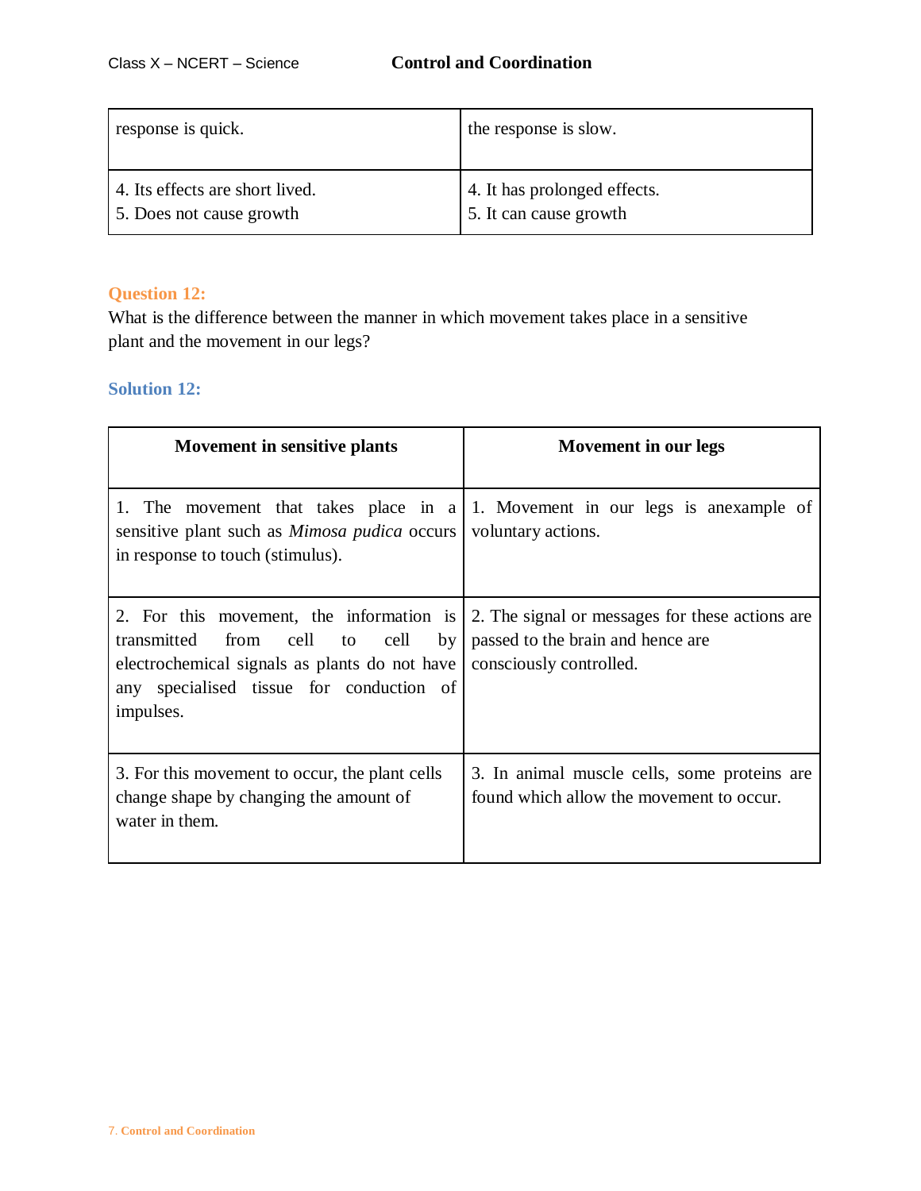| | |
|---|---|
| response is quick. | the response is slow. |
| 4. Its effects are short lived.<br>5. Does not cause growth | 4. It has prolonged effects.<br>5. It can cause growth |

**Question 12:**

What is the difference between the manner in which movement takes place in a sensitive plant and the movement in our legs?

**Solution 12:**

| Movement in sensitive plants | Movement in our legs |
|---|---|
| 1. The movement that takes place in a sensitive plant such as *Mimosa pudica* occurs in response to touch (stimulus). | 1. Movement in our legs is anexample of voluntary actions. |
| 2. For this movement, the information is transmitted from cell to cell by electrochemical signals as plants do not have any specialised tissue for conduction of impulses. | 2. The signal or messages for these actions are passed to the brain and hence are consciously controlled. |
| 3. For this movement to occur, the plant cells change shape by changing the amount of water in them. | 3. In animal muscle cells, some proteins are found which allow the movement to occur. |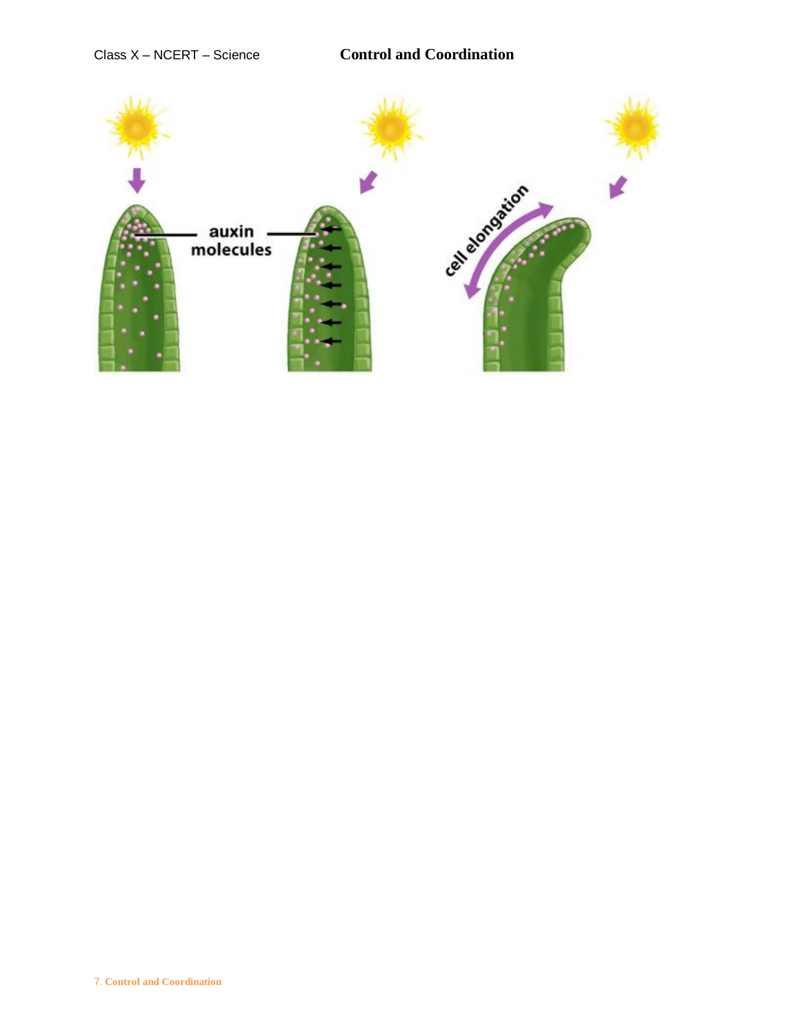auxin molecules

cell elongation